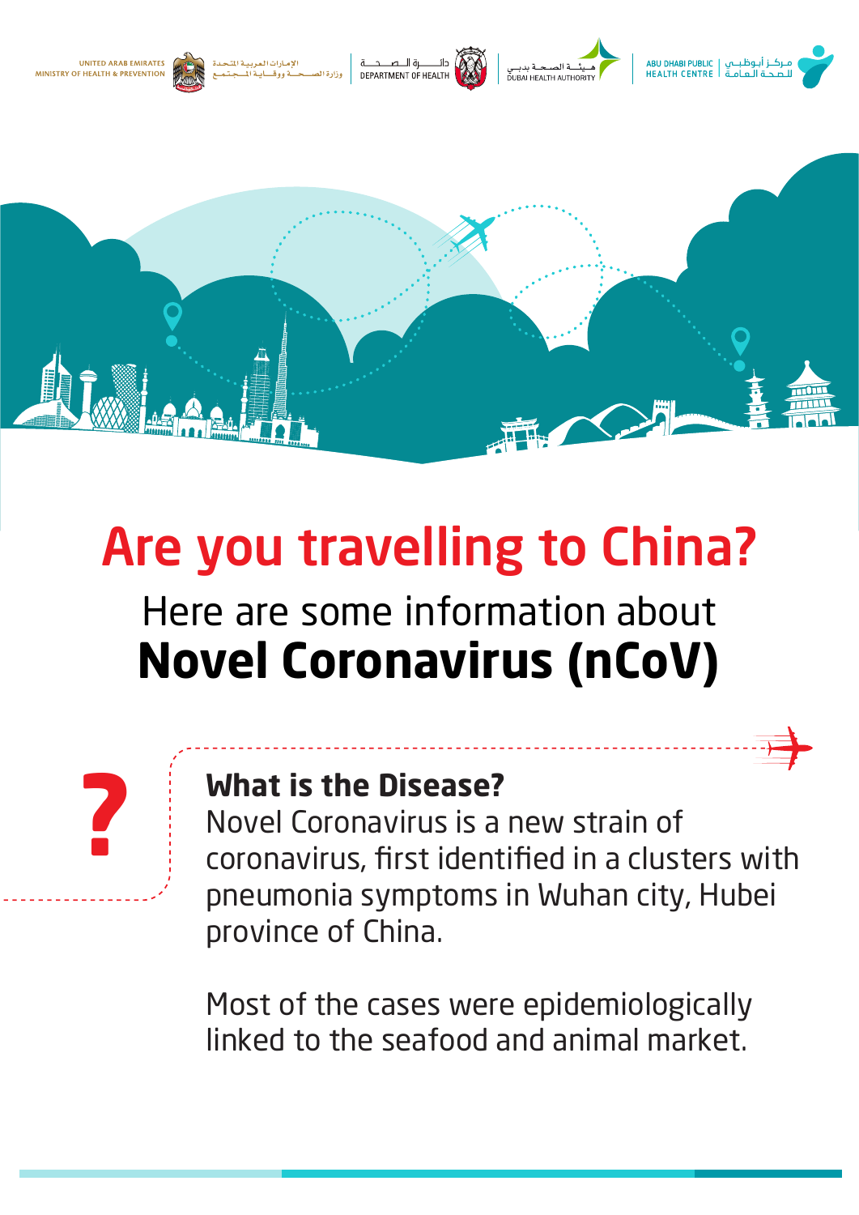UNITED ARAB EMIRATES
MINISTRY OF HEALTH & PREVENTION
الإمارات العربية المتحدة
وزارة الصحة ووقاية المجتمع

دائرة الصحة
DEPARTMENT OF HEALTH

هيئة الصحة بدبي
DUBAI HEALTH AUTHORITY

ABU DHABI PUBLIC HEALTH CENTRE
مركز أبوظبي للصحة العامة

# Are you travelling to China?

## Here are some information about **Novel Coronavirus (nCoV)**

### What is the Disease?

Novel Coronavirus is a new strain of coronavirus, first identified in a clusters with pneumonia symptoms in Wuhan city, Hubei province of China.

Most of the cases were epidemiologically linked to the seafood and animal market.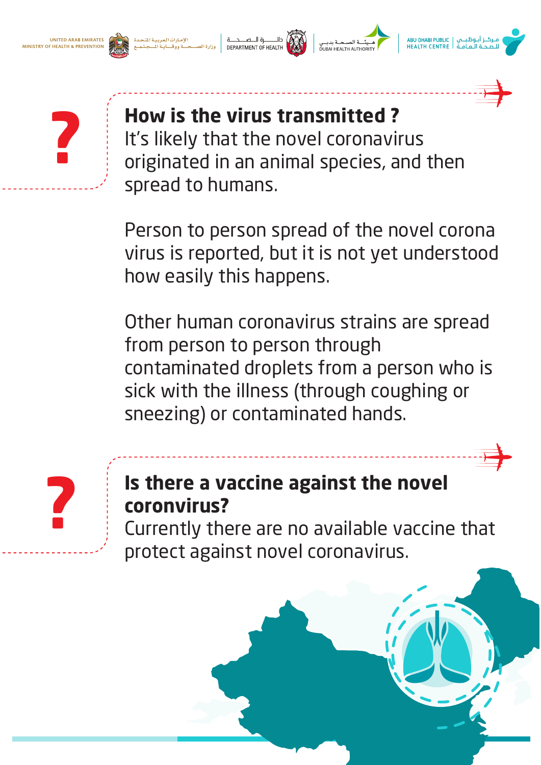## How is the virus transmitted ?

It's likely that the novel coronavirus originated in an animal species, and then spread to humans.

Person to person spread of the novel corona virus is reported, but it is not yet understood how easily this happens.

Other human coronavirus strains are spread from person to person through contaminated droplets from a person who is sick with the illness (through coughing or sneezing) or contaminated hands.

## Is there a vaccine against the novel coronavirus?

Currently there are no available vaccine that protect against novel coronavirus.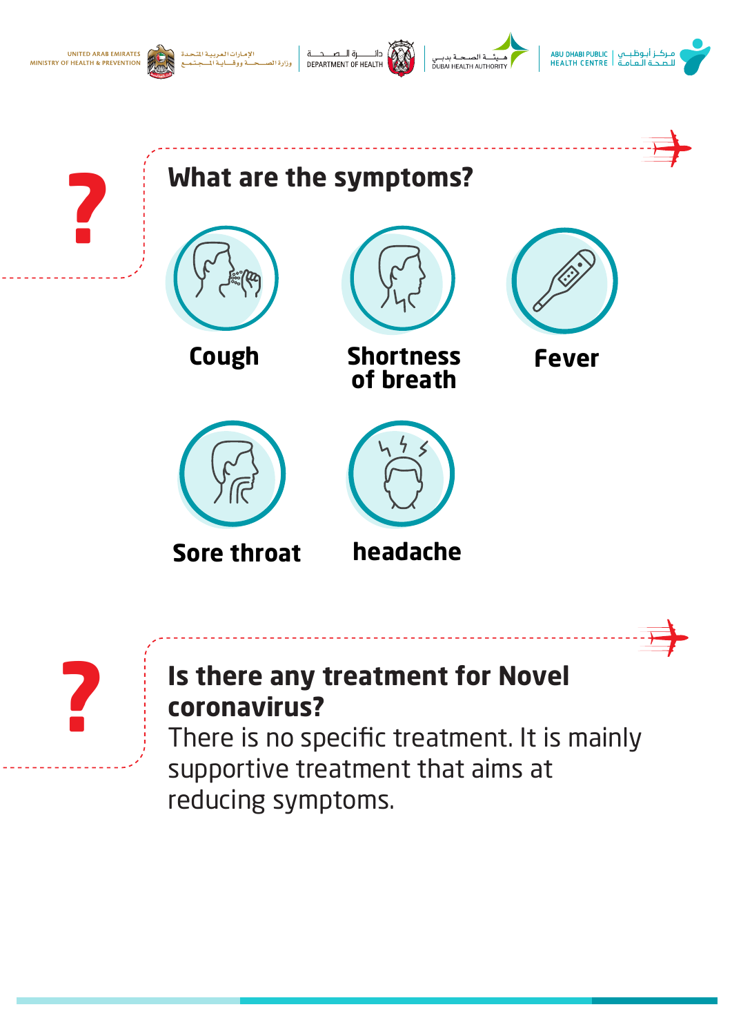## What are the symptoms?

- Cough
- Shortness of breath
- Fever
- Sore throat
- headache

## Is there any treatment for Novel coronavirus?

There is no specific treatment. It is mainly supportive treatment that aims at reducing symptoms.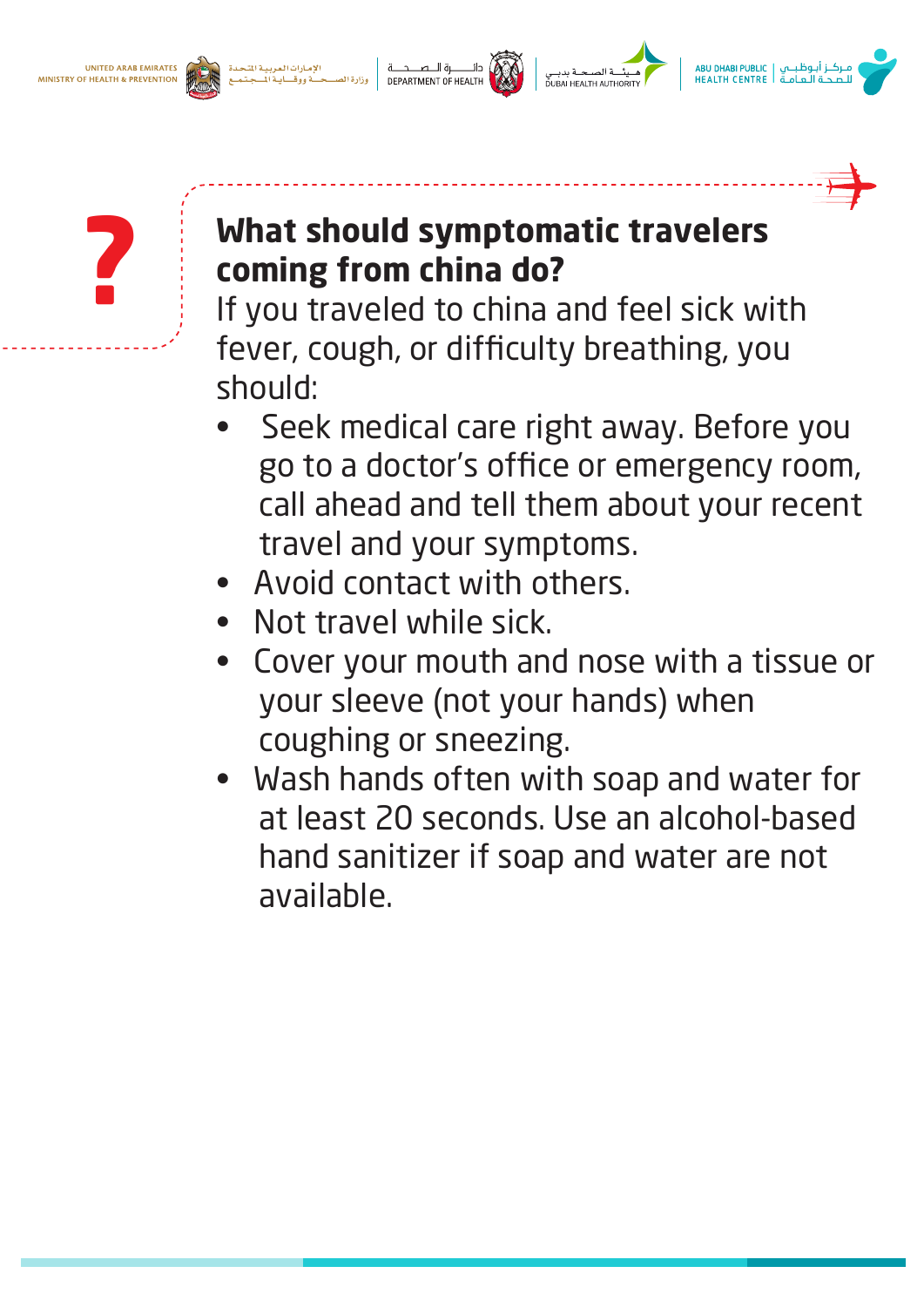## What should symptomatic travelers coming from china do?

If you traveled to china and feel sick with fever, cough, or difficulty breathing, you should:

- Seek medical care right away. Before you go to a doctor's office or emergency room, call ahead and tell them about your recent travel and your symptoms.
- Avoid contact with others.
- Not travel while sick.
- Cover your mouth and nose with a tissue or your sleeve (not your hands) when coughing or sneezing.
- Wash hands often with soap and water for at least 20 seconds. Use an alcohol-based hand sanitizer if soap and water are not available.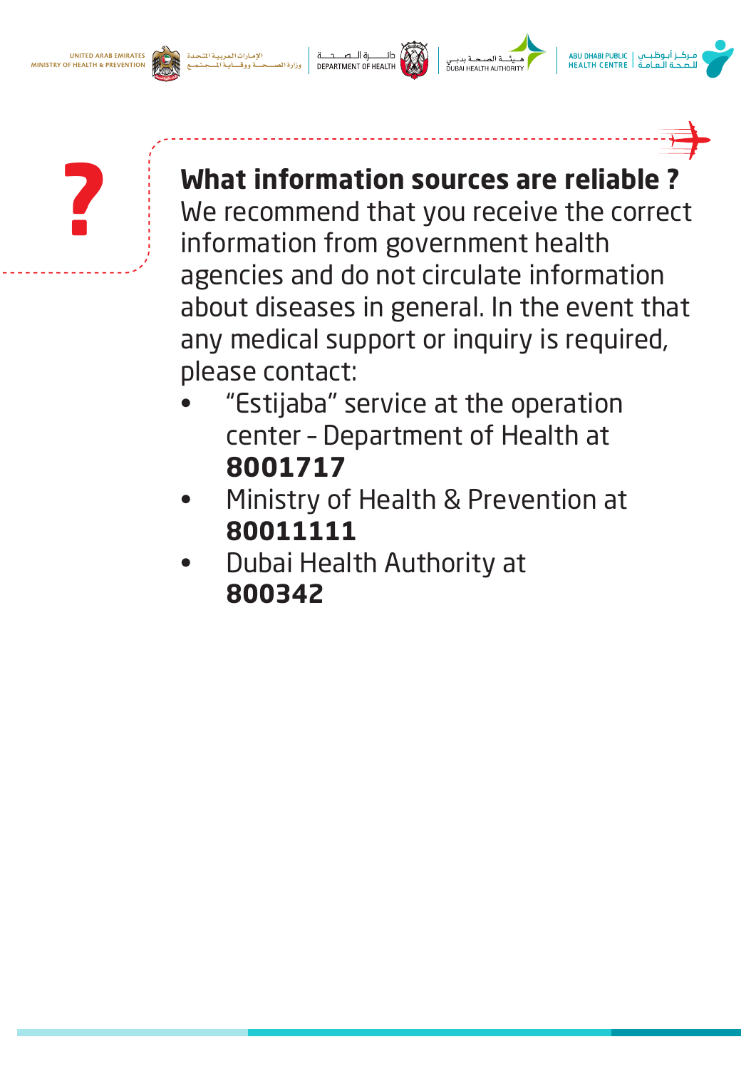**What information sources are reliable ?**

We recommend that you receive the correct information from government health agencies and do not circulate information about diseases in general. In the event that any medical support or inquiry is required, please contact:

- "Estijaba" service at the operation center – Department of Health at **8001717**
- Ministry of Health & Prevention at **80011111**
- Dubai Health Authority at **800342**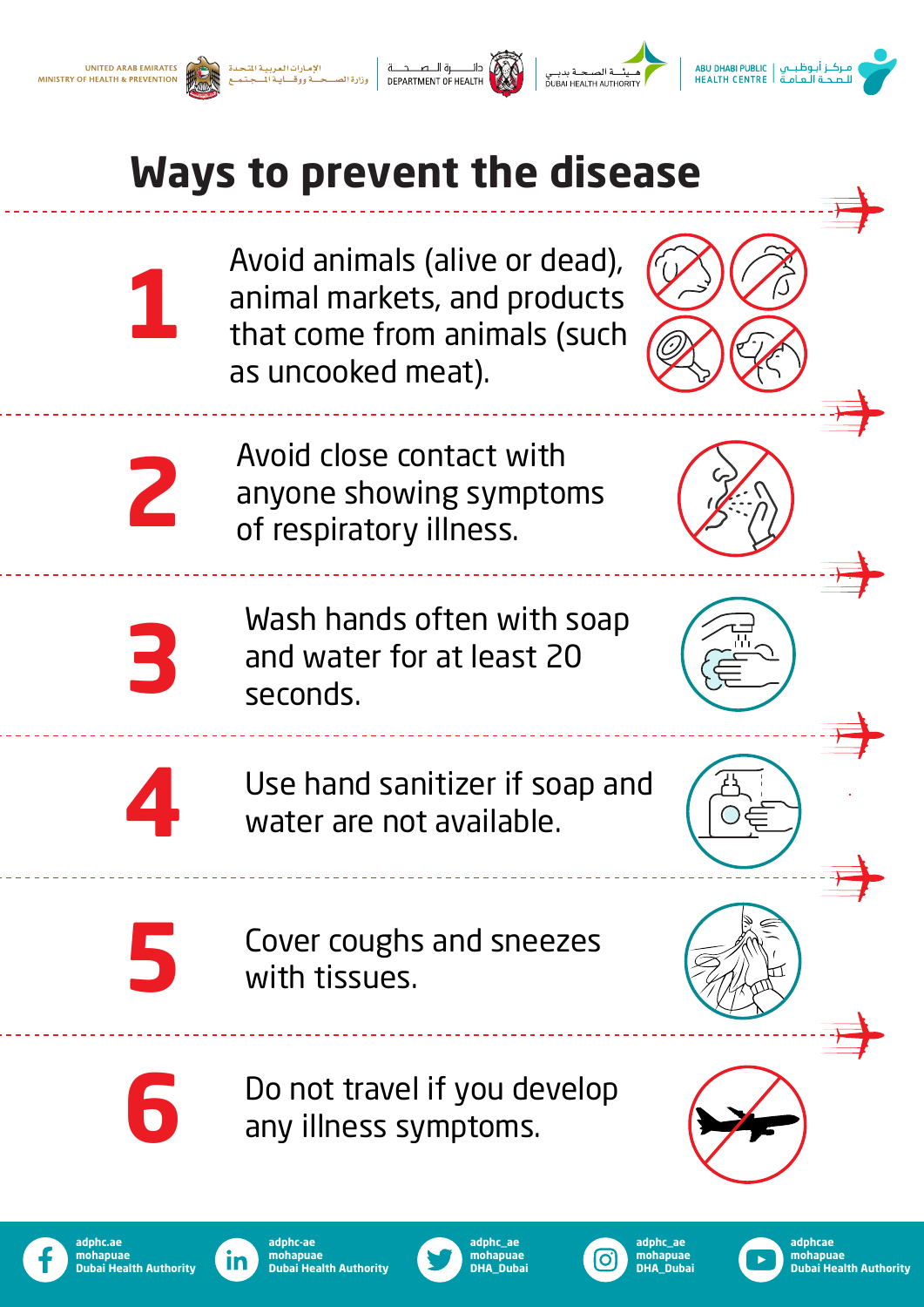# Ways to prevent the disease

1. Avoid animals (alive or dead), animal markets, and products that come from animals (such as uncooked meat).
2. Avoid close contact with anyone showing symptoms of respiratory illness.
3. Wash hands often with soap and water for at least 20 seconds.
4. Use hand sanitizer if soap and water are not available.
5. Cover coughs and sneezes with tissues.
6. Do not travel if you develop any illness symptoms.

adphc.ae
mohapuae
Dubai Health Authority

adphc-ae
mohapuae
Dubai Health Authority

adphc_ae
mohapuae
DHA_Dubai

adphc_ae
mohapuae
DHA_Dubai

adphcae
mohapuae
Dubai Health Authority